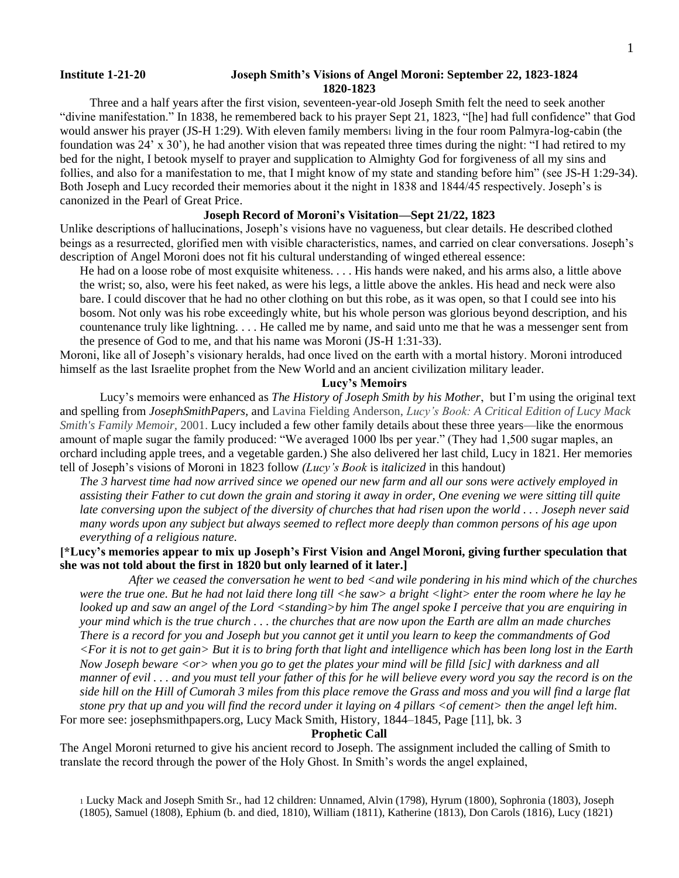**Institute 1-21-20** **Joseph Smith's Visions of Angel Moroni: September 22, 1823-1824**

**1820-1823**

Three and a half years after the first vision, seventeen-year-old Joseph Smith felt the need to seek another "divine manifestation." In 1838, he remembered back to his prayer Sept 21, 1823, "[he] had full confidence" that God would answer his prayer (JS-H 1:29). With eleven family members[1] living in the four room Palmyra-log-cabin (the foundation was 24' x 30'), he had another vision that was repeated three times during the night: "I had retired to my bed for the night, I betook myself to prayer and supplication to Almighty God for forgiveness of all my sins and follies, and also for a manifestation to me, that I might know of my state and standing before him" (see JS-H 1:29-34). Both Joseph and Lucy recorded their memories about it the night in 1838 and 1844/45 respectively. Joseph's is canonized in the Pearl of Great Price.

**Joseph Record of Moroni's Visitation—Sept 21/22, 1823**

Unlike descriptions of hallucinations, Joseph's visions have no vagueness, but clear details. He described clothed beings as a resurrected, glorified men with visible characteristics, names, and carried on clear conversations. Joseph's description of Angel Moroni does not fit his cultural understanding of winged ethereal essence:

> He had on a loose robe of most exquisite whiteness. . . . His hands were naked, and his arms also, a little above the wrist; so, also, were his feet naked, as were his legs, a little above the ankles. His head and neck were also bare. I could discover that he had no other clothing on but this robe, as it was open, so that I could see into his bosom. Not only was his robe exceedingly white, but his whole person was glorious beyond description, and his countenance truly like lightning. . . . He called me by name, and said unto me that he was a messenger sent from the presence of God to me, and that his name was Moroni (JS-H 1:31-33).

Moroni, like all of Joseph's visionary heralds, had once lived on the earth with a mortal history. Moroni introduced himself as the last Israelite prophet from the New World and an ancient civilization military leader.

**Lucy's Memoirs**

Lucy's memoirs were enhanced as *The History of Joseph Smith by his Mother*, but I'm using the original text and spelling from *JosephSmithPapers*, and Lavina Fielding Anderson, *Lucy's Book: A Critical Edition of Lucy Mack Smith's Family Memoir*, 2001. Lucy included a few other family details about these three years—like the enormous amount of maple sugar the family produced: "We averaged 1000 lbs per year." (They had 1,500 sugar maples, an orchard including apple trees, and a vegetable garden.) She also delivered her last child, Lucy in 1821. Her memories tell of Joseph's visions of Moroni in 1823 follow *(Lucy's Book* is *italicized* in this handout)

> *The 3 harvest time had now arrived since we opened our new farm and all our sons were actively employed in assisting their Father to cut down the grain and storing it away in order, One evening we were sitting till quite late conversing upon the subject of the diversity of churches that had risen upon the world . . . Joseph never said many words upon any subject but always seemed to reflect more deeply than common persons of his age upon everything of a religious nature.*

**[*Lucy's memories appear to mix up Joseph's First Vision and Angel Moroni, giving further speculation that she was not told about the first in 1820 but only learned of it later.]**

> *After we ceased the conversation he went to bed <and wile pondering in his mind which of the churches were the true one. But he had not laid there long till <he saw> a bright <light> enter the room where he lay he looked up and saw an angel of the Lord <standing>by him The angel spoke I perceive that you are enquiring in your mind which is the true church . . . the churches that are now upon the Earth are allm an made churches There is a record for you and Joseph but you cannot get it until you learn to keep the commandments of God <For it is not to get gain> But it is to bring forth that light and intelligence which has been long lost in the Earth Now Joseph beware <or> when you go to get the plates your mind will be filld [sic] with darkness and all manner of evil . . . and you must tell your father of this for he will believe every word you say the record is on the side hill on the Hill of Cumorah 3 miles from this place remove the Grass and moss and you will find a large flat stone pry that up and you will find the record under it laying on 4 pillars <of cement> then the angel left him.*

For more see: josephsmithpapers.org, Lucy Mack Smith, History, 1844–1845, Page [11], bk. 3

**Prophetic Call**

The Angel Moroni returned to give his ancient record to Joseph. The assignment included the calling of Smith to translate the record through the power of the Holy Ghost. In Smith's words the angel explained,

---

[1] Lucky Mack and Joseph Smith Sr., had 12 children: Unnamed, Alvin (1798), Hyrum (1800), Sophronia (1803), Joseph (1805), Samuel (1808), Ephium (b. and died, 1810), William (1811), Katherine (1813), Don Carols (1816), Lucy (1821)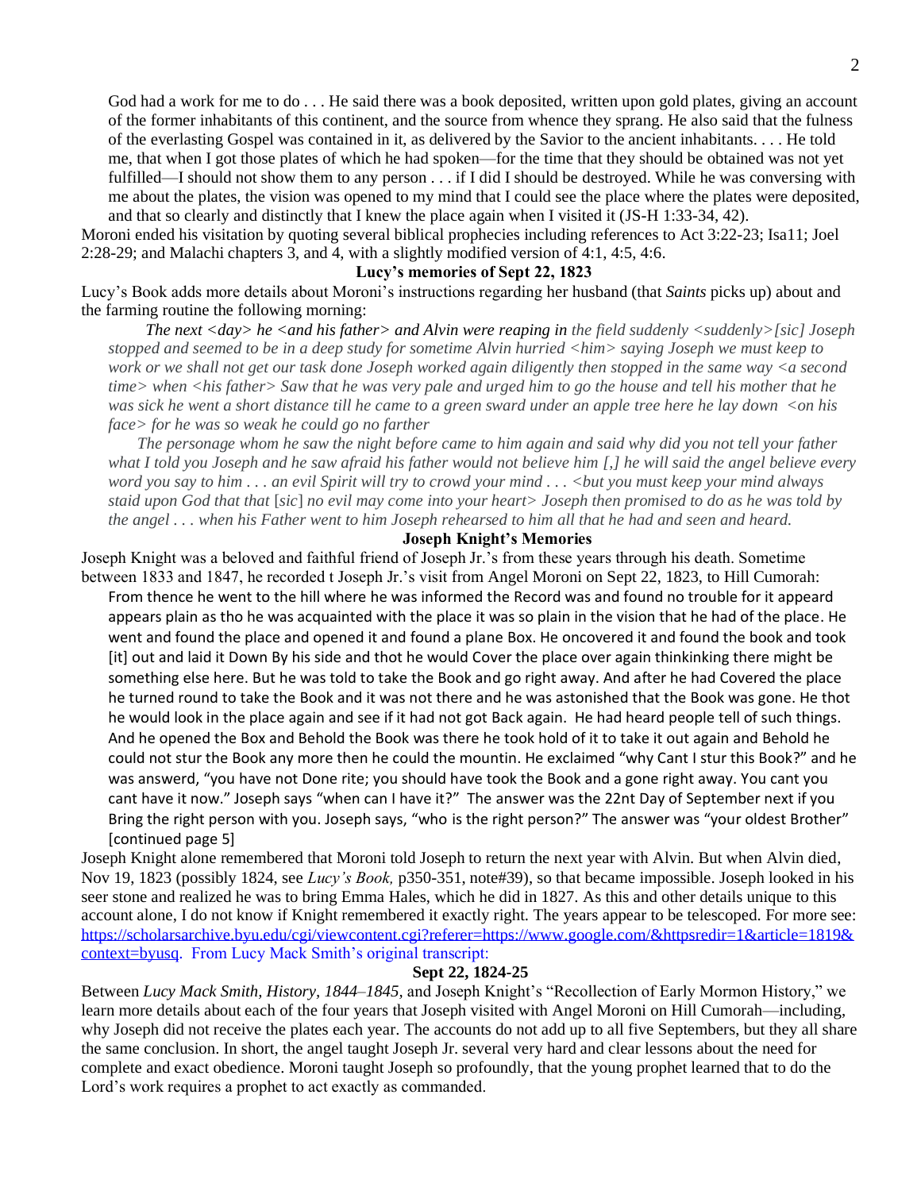> God had a work for me to do . . . He said there was a book deposited, written upon gold plates, giving an account of the former inhabitants of this continent, and the source from whence they sprang. He also said that the fulness of the everlasting Gospel was contained in it, as delivered by the Savior to the ancient inhabitants. . . . He told me, that when I got those plates of which he had spoken—for the time that they should be obtained was not yet fulfilled—I should not show them to any person . . . if I did I should be destroyed. While he was conversing with me about the plates, the vision was opened to my mind that I could see the place where the plates were deposited, and that so clearly and distinctly that I knew the place again when I visited it (JS-H 1:33-34, 42).

Moroni ended his visitation by quoting several biblical prophecies including references to Act 3:22-23; Isa11; Joel 2:28-29; and Malachi chapters 3, and 4, with a slightly modified version of 4:1, 4:5, 4:6.

### Lucy's memories of Sept 22, 1823

Lucy's Book adds more details about Moroni's instructions regarding her husband (that *Saints* picks up) about and the farming routine the following morning:

> *The next <day> he <and his father> and Alvin were reaping in the field suddenly <suddenly>[sic] Joseph stopped and seemed to be in a deep study for sometime Alvin hurried <him> saying Joseph we must keep to work or we shall not get our task done Joseph worked again diligently then stopped in the same way <a second time> when <his father> Saw that he was very pale and urged him to go the house and tell his mother that he was sick he went a short distance till he came to a green sward under an apple tree here he lay down <on his face> for he was so weak he could go no farther*
>
> *The personage whom he saw the night before came to him again and said why did you not tell your father what I told you Joseph and he saw afraid his father would not believe him [,] he will said the angel believe every word you say to him . . . an evil Spirit will try to crowd your mind . . . <but you must keep your mind always staid upon God that that* [*sic*] *no evil may come into your heart> Joseph then promised to do as he was told by the angel . . . when his Father went to him Joseph rehearsed to him all that he had and seen and heard.*

### Joseph Knight's Memories

Joseph Knight was a beloved and faithful friend of Joseph Jr.'s from these years through his death. Sometime between 1833 and 1847, he recorded t Joseph Jr.'s visit from Angel Moroni on Sept 22, 1823, to Hill Cumorah:

> From thence he went to the hill where he was informed the Record was and found no trouble for it appeard appears plain as tho he was acquainted with the place it was so plain in the vision that he had of the place. He went and found the place and opened it and found a plane Box. He oncovered it and found the book and took [it] out and laid it Down By his side and thot he would Cover the place over again thinkinking there might be something else here. But he was told to take the Book and go right away. And after he had Covered the place he turned round to take the Book and it was not there and he was astonished that the Book was gone. He thot he would look in the place again and see if it had not got Back again. He had heard people tell of such things. And he opened the Box and Behold the Book was there he took hold of it to take it out again and Behold he could not stur the Book any more then he could the mountin. He exclaimed "why Cant I stur this Book?" and he was answerd, "you have not Done rite; you should have took the Book and a gone right away. You cant you cant have it now." Joseph says "when can I have it?" The answer was the 22nt Day of September next if you Bring the right person with you. Joseph says, "who is the right person?" The answer was "your oldest Brother" [continued page 5]

Joseph Knight alone remembered that Moroni told Joseph to return the next year with Alvin. But when Alvin died, Nov 19, 1823 (possibly 1824, see *Lucy's Book,* p350-351, note#39), so that became impossible. Joseph looked in his seer stone and realized he was to bring Emma Hales, which he did in 1827. As this and other details unique to this account alone, I do not know if Knight remembered it exactly right. The years appear to be telescoped. For more see: https://scholarsarchive.byu.edu/cgi/viewcontent.cgi?referer=https://www.google.com/&httpsredir=1&article=1819&context=byusq. From Lucy Mack Smith's original transcript:

### Sept 22, 1824-25

Between *Lucy Mack Smith, History, 1844–1845,* and Joseph Knight's "Recollection of Early Mormon History," we learn more details about each of the four years that Joseph visited with Angel Moroni on Hill Cumorah—including, why Joseph did not receive the plates each year. The accounts do not add up to all five Septembers, but they all share the same conclusion. In short, the angel taught Joseph Jr. several very hard and clear lessons about the need for complete and exact obedience. Moroni taught Joseph so profoundly, that the young prophet learned that to do the Lord's work requires a prophet to act exactly as commanded.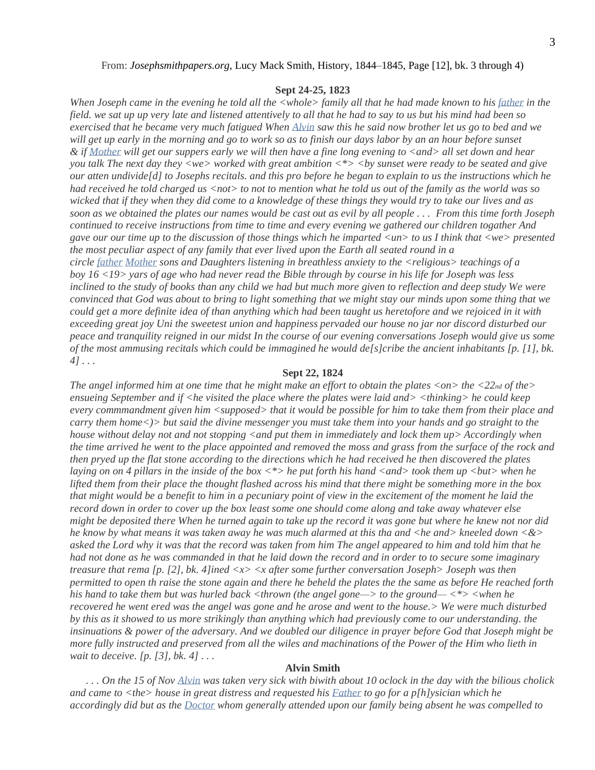From: *Josephsmithpapers.org*, Lucy Mack Smith, History, 1844–1845, Page [12], bk. 3 through 4)

**Sept 24-25, 1823**

*When Joseph came in the evening he told all the <whole> family all that he had made known to his father in the field. we sat up up very late and listened attentively to all that he had to say to us but his mind had been so exercised that he became very much fatigued When Alvin saw this he said now brother let us go to bed and we will get up early in the morning and go to work so as to finish our days labor by an an hour before sunset & if Mother will get our suppers early we will then have a fine long evening to <and> all set down and hear you talk The next day they <we> worked with great ambition <*> <by sunset were ready to be seated and give our atten undivide[d] to Josephs recitals. and this pro before he began to explain to us the instructions which he had received he told charged us <not> to not to mention what he told us out of the family as the world was so wicked that if they when they did come to a knowledge of these things they would try to take our lives and as soon as we obtained the plates our names would be cast out as evil by all people . . . From this time forth Joseph continued to receive instructions from time to time and every evening we gathered our children togather And gave our our time up to the discussion of those things which he imparted <un> to us I think that <we> presented the most peculiar aspect of any family that ever lived upon the Earth all seated round in a circle father Mother sons and Daughters listening in breathless anxiety to the <religious> teachings of a boy 16 <19> yars of age who had never read the Bible through by course in his life for Joseph was less inclined to the study of books than any child we had but much more given to reflection and deep study We were convinced that God was about to bring to light something that we might stay our minds upon some thing that we could get a more definite idea of than anything which had been taught us heretofore and we rejoiced in it with exceeding great joy Uni the sweetest union and happiness pervaded our house no jar nor discord disturbed our peace and tranquility reigned in our midst In the course of our evening conversations Joseph would give us some of the most ammusing recitals which could be immagined he would de[s]cribe the ancient inhabitants [p. [1], bk. 4] . . .*

**Sept 22, 1824**

*The angel informed him at one time that he might make an effort to obtain the plates <on> the <22nd of the> ensueing September and if <he visited the place where the plates were laid and> <thinking> he could keep every commmandment given him <supposed> that it would be possible for him to take them from their place and carry them home<)> but said the divine messenger you must take them into your hands and go straight to the house without delay not and not stopping <and put them in immediately and lock them up> Accordingly when the time arrived he went to the place appointed and removed the moss and grass from the surface of the rock and then pryed up the flat stone according to the directions which he had received he then discovered the plates laying on on 4 pillars in the inside of the box <*> he put forth his hand <and> took them up <but> when he lifted them from their place the thought flashed across his mind that there might be something more in the box that might would be a benefit to him in a pecuniary point of view in the excitement of the moment he laid the record down in order to cover up the box least some one should come along and take away whatever else might be deposited there When he turned again to take up the record it was gone but where he knew not nor did he know by what means it was taken away he was much alarmed at this tha and <he and> kneeled down <&> asked the Lord why it was that the record was taken from him The angel appeared to him and told him that he had not done as he was commanded in that he laid down the record and in order to to secure some imaginary treasure that rema [p. [2], bk. 4]ined <x> <x after some further conversation Joseph> Joseph was then permitted to open th raise the stone again and there he beheld the plates the the same as before He reached forth his hand to take them but was hurled back <thrown (the angel gone—> to the ground— <*> <when he recovered he went ered was the angel was gone and he arose and went to the house.> We were much disturbed by this as it showed to us more strikingly than anything which had previously come to our understanding. the insinuations & power of the adversary. And we doubled our diligence in prayer before God that Joseph might be more fully instructed and preserved from all the wiles and machinations of the Power of the Him who lieth in wait to deceive. [p. [3], bk. 4] . . .*

**Alvin Smith**

*. . . On the 15 of Nov Alvin was taken very sick with biwith about 10 oclock in the day with the bilious cholick and came to <the> house in great distress and requested his Father to go for a p[h]ysician which he accordingly did but as the Doctor whom generally attended upon our family being absent he was compelled to*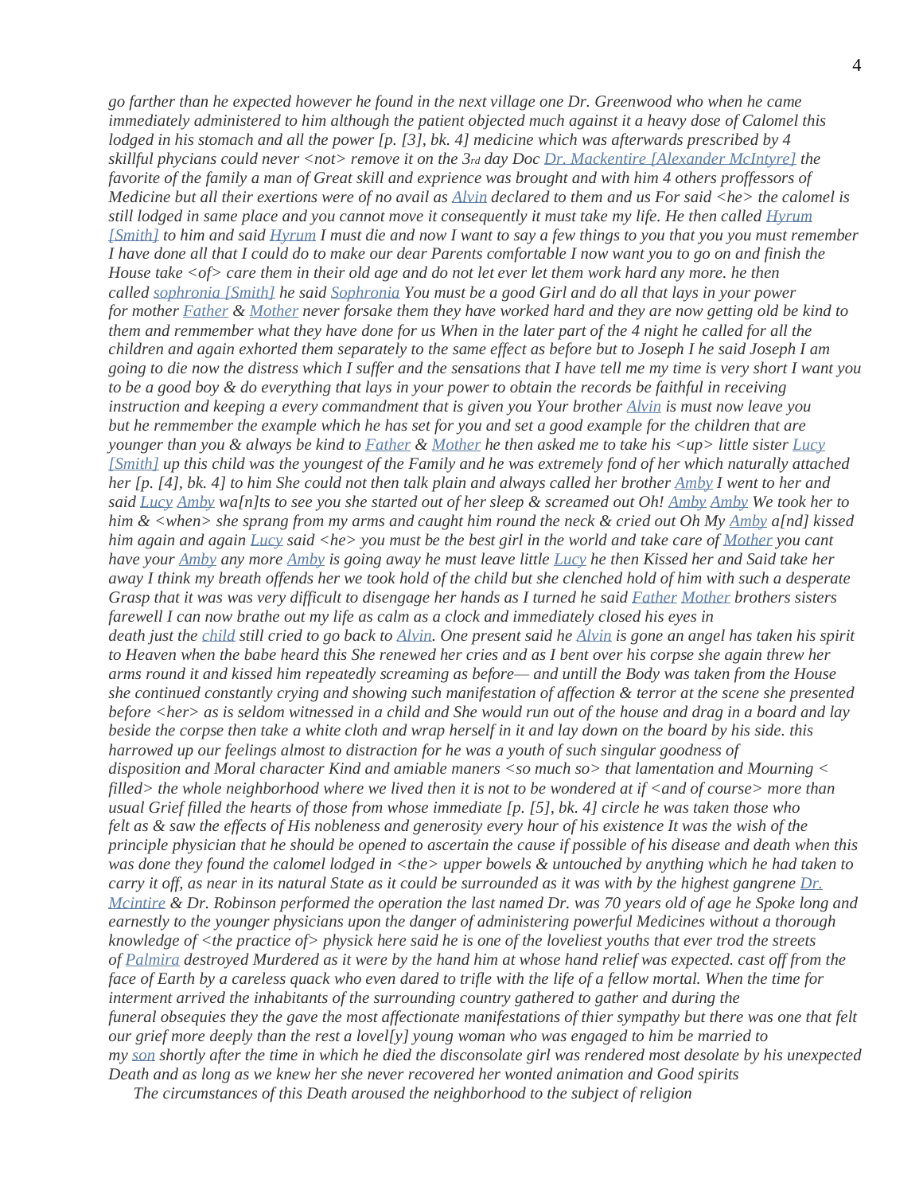*go farther than he expected however he found in the next village one Dr. Greenwood who when he came immediately administered to him although the patient objected much against it a heavy dose of Calomel this lodged in his stomach and all the power [p. [3], bk. 4] medicine which was afterwards prescribed by 4 skillful phycians could never <not> remove it on the 3rd day Doc Dr. Mackentire [Alexander McIntyre] the favorite of the family a man of Great skill and exprience was brought and with him 4 others proffessors of Medicine but all their exertions were of no avail as Alvin declared to them and us For said <he> the calomel is still lodged in same place and you cannot move it consequently it must take my life. He then called Hyrum [Smith] to him and said Hyrum I must die and now I want to say a few things to you that you you must remember I have done all that I could do to make our dear Parents comfortable I now want you to go on and finish the House take <of> care them in their old age and do not let ever let them work hard any more. he then called sophronia [Smith] he said Sophronia You must be a good Girl and do all that lays in your power for mother Father & Mother never forsake them they have worked hard and they are now getting old be kind to them and remmember what they have done for us When in the later part of the 4 night he called for all the children and again exhorted them separately to the same effect as before but to Joseph I he said Joseph I am going to die now the distress which I suffer and the sensations that I have tell me my time is very short I want you to be a good boy & do everything that lays in your power to obtain the records be faithful in receiving instruction and keeping a every commandment that is given you Your brother Alvin is must now leave you but he remmember the example which he has set for you and set a good example for the children that are younger than you & always be kind to Father & Mother he then asked me to take his <up> little sister Lucy [Smith] up this child was the youngest of the Family and he was extremely fond of her which naturally attached her [p. [4], bk. 4] to him She could not then talk plain and always called her brother Amby I went to her and said Lucy Amby wa[n]ts to see you she started out of her sleep & screamed out Oh! Amby Amby We took her to him & <when> she sprang from my arms and caught him round the neck & cried out Oh My Amby a[nd] kissed him again and again Lucy said <he> you must be the best girl in the world and take care of Mother you cant have your Amby any more Amby is going away he must leave little Lucy he then Kissed her and Said take her away I think my breath offends her we took hold of the child but she clenched hold of him with such a desperate Grasp that it was was very difficult to disengage her hands as I turned he said Father Mother brothers sisters farewell I can now brathe out my life as calm as a clock and immediately closed his eyes in death just the child still cried to go back to Alvin. One present said he Alvin is gone an angel has taken his spirit to Heaven when the babe heard this She renewed her cries and as I bent over his corpse she again threw her arms round it and kissed him repeatedly screaming as before— and untill the Body was taken from the House she continued constantly crying and showing such manifestation of affection & terror at the scene she presented before <her> as is seldom witnessed in a child and She would run out of the house and drag in a board and lay beside the corpse then take a white cloth and wrap herself in it and lay down on the board by his side. this harrowed up our feelings almost to distraction for he was a youth of such singular goodness of disposition and Moral character Kind and amiable maners <so much so> that lamentation and Mourning < filled> the whole neighborhood where we lived then it is not to be wondered at if <and of course> more than usual Grief filled the hearts of those from whose immediate [p. [5], bk. 4] circle he was taken those who felt as & saw the effects of His nobleness and generosity every hour of his existence It was the wish of the principle physician that he should be opened to ascertain the cause if possible of his disease and death when this was done they found the calomel lodged in <the> upper bowels & untouched by anything which he had taken to carry it off, as near in its natural State as it could be surrounded as it was with by the highest gangrene Dr. Mcintire & Dr. Robinson performed the operation the last named Dr. was 70 years old of age he Spoke long and earnestly to the younger physicians upon the danger of administering powerful Medicines without a thorough knowledge of <the practice of> physick here said he is one of the loveliest youths that ever trod the streets of Palmira destroyed Murdered as it were by the hand him at whose hand relief was expected. cast off from the face of Earth by a careless quack who even dared to trifle with the life of a fellow mortal. When the time for interment arrived the inhabitants of the surrounding country gathered to gather and during the funeral obsequies they the gave the most affectionate manifestations of thier sympathy but there was one that felt our grief more deeply than the rest a lovel[y] young woman who was engaged to him be married to my son shortly after the time in which he died the disconsolate girl was rendered most desolate by his unexpected Death and as long as we knew her she never recovered her wonted animation and Good spirits*

*The circumstances of this Death aroused the neighborhood to the subject of religion*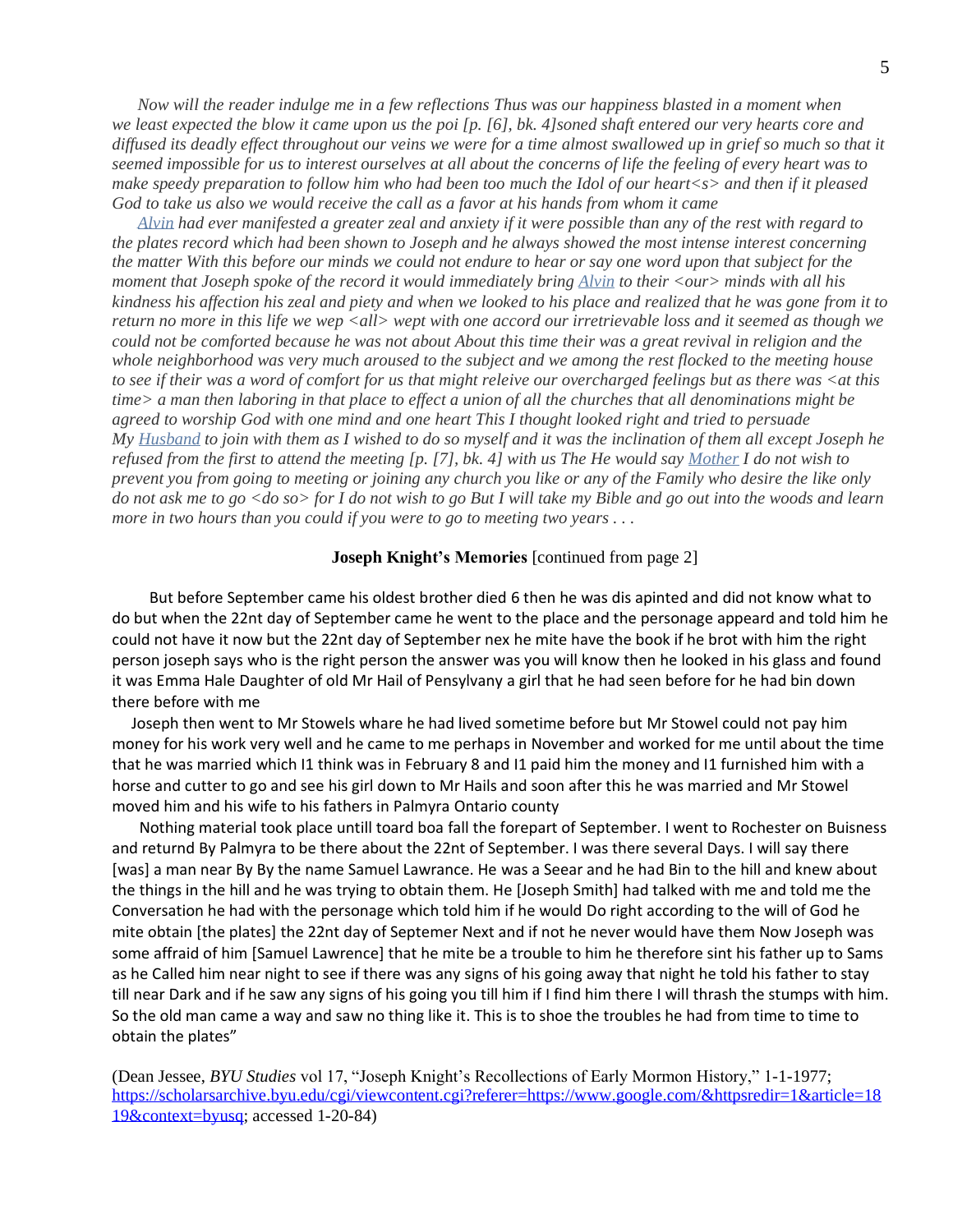*Now will the reader indulge me in a few reflections Thus was our happiness blasted in a moment when we least expected the blow it came upon us the poi [p. [6], bk. 4]soned shaft entered our very hearts core and diffused its deadly effect throughout our veins we were for a time almost swallowed up in grief so much so that it seemed impossible for us to interest ourselves at all about the concerns of life the feeling of every heart was to make speedy preparation to follow him who had been too much the Idol of our heart<s> and then if it pleased God to take us also we would receive the call as a favor at his hands from whom it came*

*Alvin had ever manifested a greater zeal and anxiety if it were possible than any of the rest with regard to the plates record which had been shown to Joseph and he always showed the most intense interest concerning the matter With this before our minds we could not endure to hear or say one word upon that subject for the moment that Joseph spoke of the record it would immediately bring Alvin to their <our> minds with all his kindness his affection his zeal and piety and when we looked to his place and realized that he was gone from it to return no more in this life we wep <all> wept with one accord our irretrievable loss and it seemed as though we could not be comforted because he was not about About this time their was a great revival in religion and the whole neighborhood was very much aroused to the subject and we among the rest flocked to the meeting house to see if their was a word of comfort for us that might releive our overcharged feelings but as there was <at this time> a man then laboring in that place to effect a union of all the churches that all denominations might be agreed to worship God with one mind and one heart This I thought looked right and tried to persuade My Husband to join with them as I wished to do so myself and it was the inclination of them all except Joseph he refused from the first to attend the meeting [p. [7], bk. 4] with us The He would say Mother I do not wish to prevent you from going to meeting or joining any church you like or any of the Family who desire the like only do not ask me to go <do so> for I do not wish to go But I will take my Bible and go out into the woods and learn more in two hours than you could if you were to go to meeting two years . . .*

**Joseph Knight's Memories** [continued from page 2]

But before September came his oldest brother died 6 then he was dis apinted and did not know what to do but when the 22nt day of September came he went to the place and the personage appeard and told him he could not have it now but the 22nt day of September nex he mite have the book if he brot with him the right person joseph says who is the right person the answer was you will know then he looked in his glass and found it was Emma Hale Daughter of old Mr Hail of Pensylvany a girl that he had seen before for he had bin down there before with me

Joseph then went to Mr Stowels whare he had lived sometime before but Mr Stowel could not pay him money for his work very well and he came to me perhaps in November and worked for me until about the time that he was married which I1 think was in February 8 and I1 paid him the money and I1 furnished him with a horse and cutter to go and see his girl down to Mr Hails and soon after this he was married and Mr Stowel moved him and his wife to his fathers in Palmyra Ontario county

Nothing material took place untill toard boa fall the forepart of September. I went to Rochester on Buisness and returnd By Palmyra to be there about the 22nt of September. I was there several Days. I will say there [was] a man near By By the name Samuel Lawrance. He was a Seear and he had Bin to the hill and knew about the things in the hill and he was trying to obtain them. He [Joseph Smith] had talked with me and told me the Conversation he had with the personage which told him if he would Do right according to the will of God he mite obtain [the plates] the 22nt day of Septemer Next and if not he never would have them Now Joseph was some affraid of him [Samuel Lawrence] that he mite be a trouble to him he therefore sint his father up to Sams as he Called him near night to see if there was any signs of his going away that night he told his father to stay till near Dark and if he saw any signs of his going you till him if I find him there I will thrash the stumps with him. So the old man came a way and saw no thing like it. This is to shoe the troubles he had from time to time to obtain the plates"

(Dean Jessee, *BYU Studies* vol 17, "Joseph Knight's Recollections of Early Mormon History," 1-1-1977; https://scholarsarchive.byu.edu/cgi/viewcontent.cgi?referer=https://www.google.com/&httpsredir=1&article=1819&context=byusq; accessed 1-20-84)